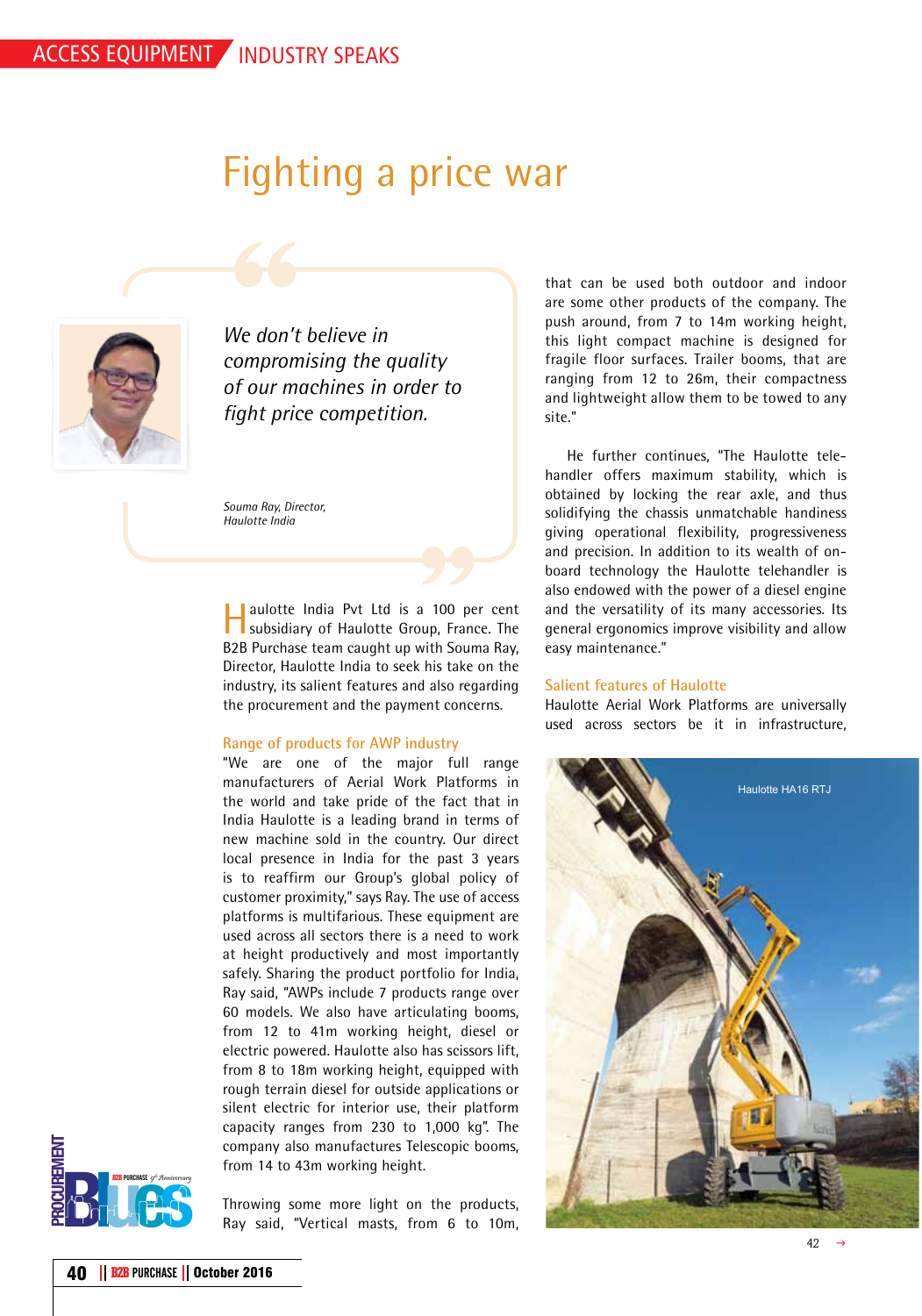# Fighting a price war

> *We don't believe in compromising the quality of our machines in order to fight price competition.*
>
> *Souma Ray, Director, Haulotte India*

Haulotte India Pvt Ltd is a 100 per cent subsidiary of Haulotte Group, France. The B2B Purchase team caught up with Souma Ray, Director, Haulotte India to seek his take on the industry, its salient features and also regarding the procurement and the payment concerns.

## Range of products for AWP industry

"We are one of the major full range manufacturers of Aerial Work Platforms in the world and take pride of the fact that in India Haulotte is a leading brand in terms of new machine sold in the country. Our direct local presence in India for the past 3 years is to reaffirm our Group's global policy of customer proximity," says Ray. The use of access platforms is multifarious. These equipment are used across all sectors there is a need to work at height productively and most importantly safely. Sharing the product portfolio for India, Ray said, "AWPs include 7 products range over 60 models. We also have articulating booms, from 12 to 41m working height, diesel or electric powered. Haulotte also has scissors lift, from 8 to 18m working height, equipped with rough terrain diesel for outside applications or silent electric for interior use, their platform capacity ranges from 230 to 1,000 kg". The company also manufactures Telescopic booms, from 14 to 43m working height.

Throwing some more light on the products, Ray said, "Vertical masts, from 6 to 10m, that can be used both outdoor and indoor are some other products of the company. The push around, from 7 to 14m working height, this light compact machine is designed for fragile floor surfaces. Trailer booms, that are ranging from 12 to 26m, their compactness and lightweight allow them to be towed to any site."

He further continues, "The Haulotte telehandler offers maximum stability, which is obtained by locking the rear axle, and thus solidifying the chassis unmatchable handiness giving operational flexibility, progressiveness and precision. In addition to its wealth of on-board technology the Haulotte telehandler is also endowed with the power of a diesel engine and the versatility of its many accessories. Its general ergonomics improve visibility and allow easy maintenance."

## Salient features of Haulotte

Haulotte Aerial Work Platforms are universally used across sectors be it in infrastructure,

Haulotte HA16 RTJ

42 →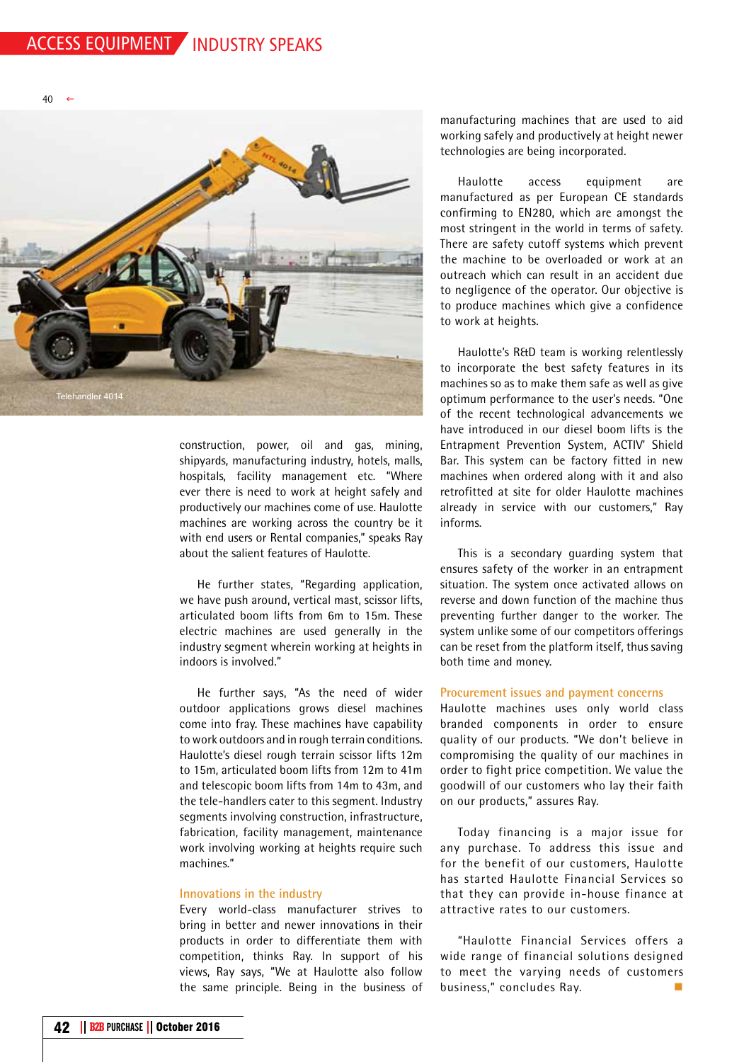Telehandler 4014

construction, power, oil and gas, mining, shipyards, manufacturing industry, hotels, malls, hospitals, facility management etc. "Where ever there is need to work at height safely and productively our machines come of use. Haulotte machines are working across the country be it with end users or Rental companies," speaks Ray about the salient features of Haulotte.

He further states, "Regarding application, we have push around, vertical mast, scissor lifts, articulated boom lifts from 6m to 15m. These electric machines are used generally in the industry segment wherein working at heights in indoors is involved."

He further says, "As the need of wider outdoor applications grows diesel machines come into fray. These machines have capability to work outdoors and in rough terrain conditions. Haulotte's diesel rough terrain scissor lifts 12m to 15m, articulated boom lifts from 12m to 41m and telescopic boom lifts from 14m to 43m, and the tele-handlers cater to this segment. Industry segments involving construction, infrastructure, fabrication, facility management, maintenance work involving working at heights require such machines."

### Innovations in the industry

Every world-class manufacturer strives to bring in better and newer innovations in their products in order to differentiate them with competition, thinks Ray. In support of his views, Ray says, "We at Haulotte also follow the same principle. Being in the business of manufacturing machines that are used to aid working safely and productively at height newer technologies are being incorporated.

Haulotte access equipment are manufactured as per European CE standards confirming to EN280, which are amongst the most stringent in the world in terms of safety. There are safety cutoff systems which prevent the machine to be overloaded or work at an outreach which can result in an accident due to negligence of the operator. Our objective is to produce machines which give a confidence to work at heights.

Haulotte's R&D team is working relentlessly to incorporate the best safety features in its machines so as to make them safe as well as give optimum performance to the user's needs. "One of the recent technological advancements we have introduced in our diesel boom lifts is the Entrapment Prevention System, ACTIV' Shield Bar. This system can be factory fitted in new machines when ordered along with it and also retrofitted at site for older Haulotte machines already in service with our customers," Ray informs.

This is a secondary guarding system that ensures safety of the worker in an entrapment situation. The system once activated allows on reverse and down function of the machine thus preventing further danger to the worker. The system unlike some of our competitors offerings can be reset from the platform itself, thus saving both time and money.

### Procurement issues and payment concerns

Haulotte machines uses only world class branded components in order to ensure quality of our products. "We don't believe in compromising the quality of our machines in order to fight price competition. We value the goodwill of our customers who lay their faith on our products," assures Ray.

Today financing is a major issue for any purchase. To address this issue and for the benefit of our customers, Haulotte has started Haulotte Financial Services so that they can provide in-house finance at attractive rates to our customers.

"Haulotte Financial Services offers a wide range of financial solutions designed to meet the varying needs of customers business," concludes Ray.